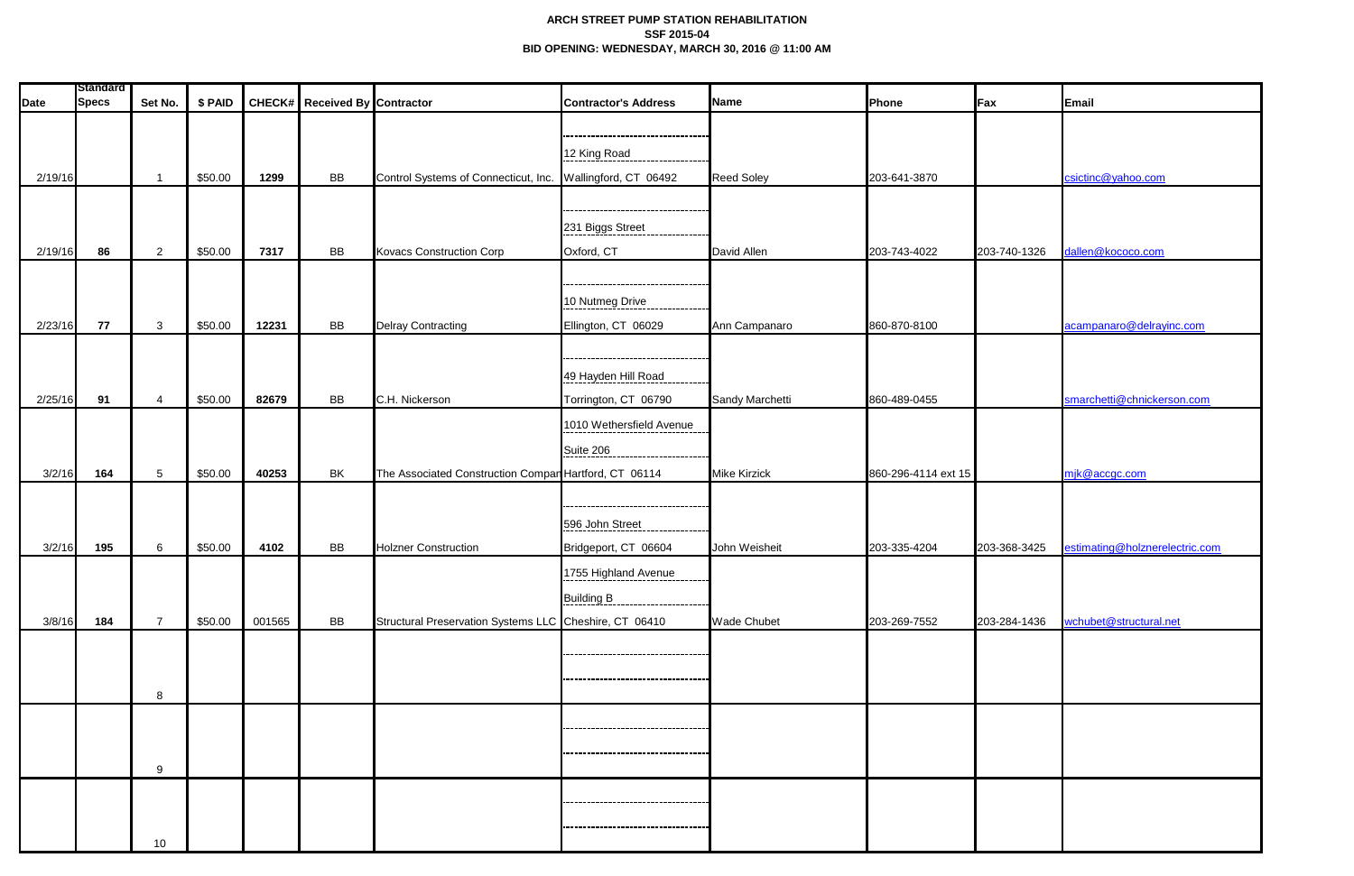**ARCH STREET PUMP STATION REHABILITATION**
**SSF 2015-04**
**BID OPENING: WEDNESDAY, MARCH 30, 2016 @ 11:00 AM**

| Date | Standard Specs | Set No. | $ PAID | CHECK# | Received By | Contractor | Contractor's Address | Name | Phone | Fax | Email |
|---|---|---|---|---|---|---|---|---|---|---|---|
| 2/19/16 | | 1 | $50.00 | 1299 | BB | Control Systems of Connecticut, Inc. | 12 King Road Wallingford, CT 06492 | Reed Soley | 203-641-3870 | | csictinc@yahoo.com |
| 2/19/16 | 86 | 2 | $50.00 | 7317 | BB | Kovacs Construction Corp | 231 Biggs Street Oxford, CT | David Allen | 203-743-4022 | 203-740-1326 | dallen@kococo.com |
| 2/23/16 | 77 | 3 | $50.00 | 12231 | BB | Delray Contracting | 10 Nutmeg Drive Ellington, CT 06029 | Ann Campanaro | 860-870-8100 | | acampanaro@delrayinc.com |
| 2/25/16 | 91 | 4 | $50.00 | 82679 | BB | C.H. Nickerson | 49 Hayden Hill Road Torrington, CT 06790 | Sandy Marchetti | 860-489-0455 | | smarchetti@chnickerson.com |
| 3/2/16 | 164 | 5 | $50.00 | 40253 | BK | The Associated Construction Compan | 1010 Wethersfield Avenue Suite 206 Hartford, CT 06114 | Mike Kirzick | 860-296-4114 ext 15 | | mjk@accgc.com |
| 3/2/16 | 195 | 6 | $50.00 | 4102 | BB | Holzner Construction | 596 John Street Bridgeport, CT 06604 | John Weisheit | 203-335-4204 | 203-368-3425 | estimating@holznerelectric.com |
| 3/8/16 | 184 | 7 | $50.00 | 001565 | BB | Structural Preservation Systems LLC | 1755 Highland Avenue Building B Cheshire, CT 06410 | Wade Chubet | 203-269-7552 | 203-284-1436 | wchubet@structural.net |
| | | 8 | | | | | | | | | |
| | | 9 | | | | | | | | | |
| | | 10 | | | | | | | | | |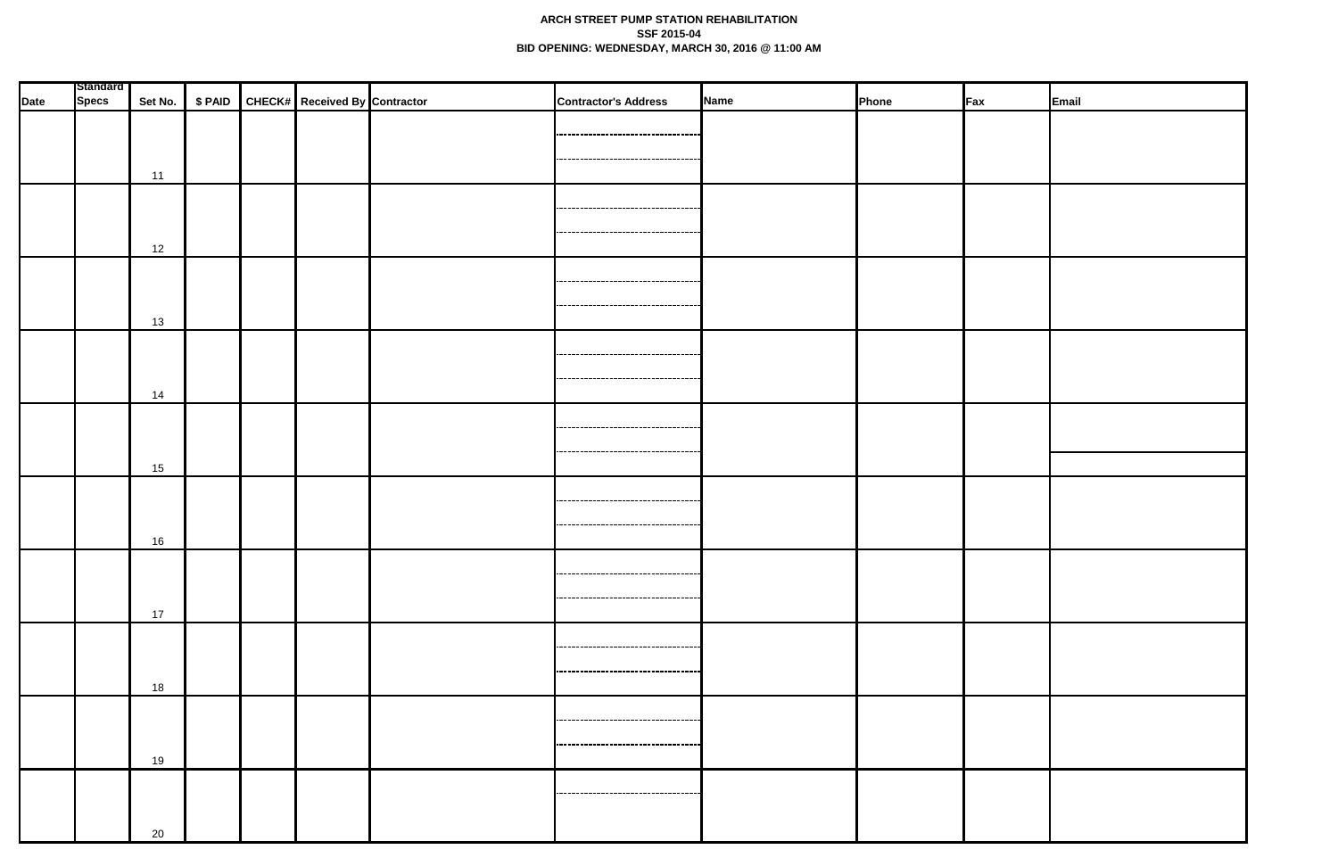**ARCH STREET PUMP STATION REHABILITATION**
**SSF 2015-04**
**BID OPENING: WEDNESDAY, MARCH 30, 2016 @ 11:00 AM**

| Date | Standard Specs | Set No. | $ PAID | CHECK# | Received By | Contractor | Contractor's Address | Name | Phone | Fax | Email |
|---|---|---|---|---|---|---|---|---|---|---|---|
| | | 11 | | | | | | | | | |
| | | 12 | | | | | | | | | |
| | | 13 | | | | | | | | | |
| | | 14 | | | | | | | | | |
| | | 15 | | | | | | | | | |
| | | 16 | | | | | | | | | |
| | | 17 | | | | | | | | | |
| | | 18 | | | | | | | | | |
| | | 19 | | | | | | | | | |
| | | 20 | | | | | | | | | |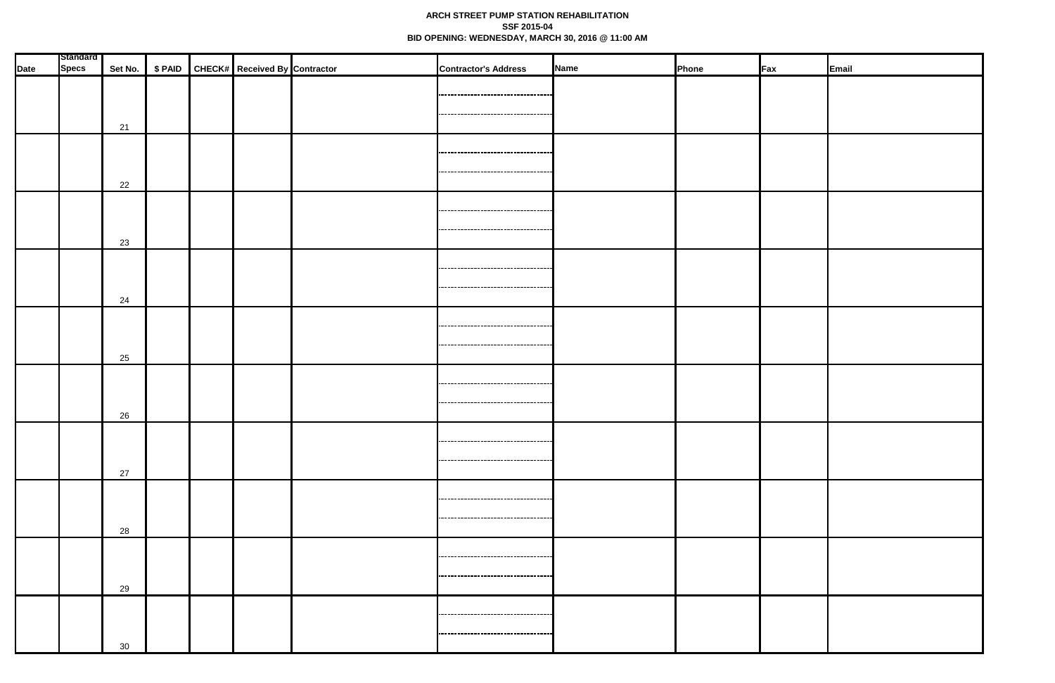**ARCH STREET PUMP STATION REHABILITATION**
**SSF 2015-04**
**BID OPENING: WEDNESDAY, MARCH 30, 2016 @ 11:00 AM**

| Date | Standard Specs | Set No. | $ PAID | CHECK# | Received By | Contractor | Contractor's Address | Name | Phone | Fax | Email |
|---|---|---|---|---|---|---|---|---|---|---|---|
| | | 21 | | | | | | | | | |
| | | 22 | | | | | | | | | |
| | | 23 | | | | | | | | | |
| | | 24 | | | | | | | | | |
| | | 25 | | | | | | | | | |
| | | 26 | | | | | | | | | |
| | | 27 | | | | | | | | | |
| | | 28 | | | | | | | | | |
| | | 29 | | | | | | | | | |
| | | 30 | | | | | | | | | |